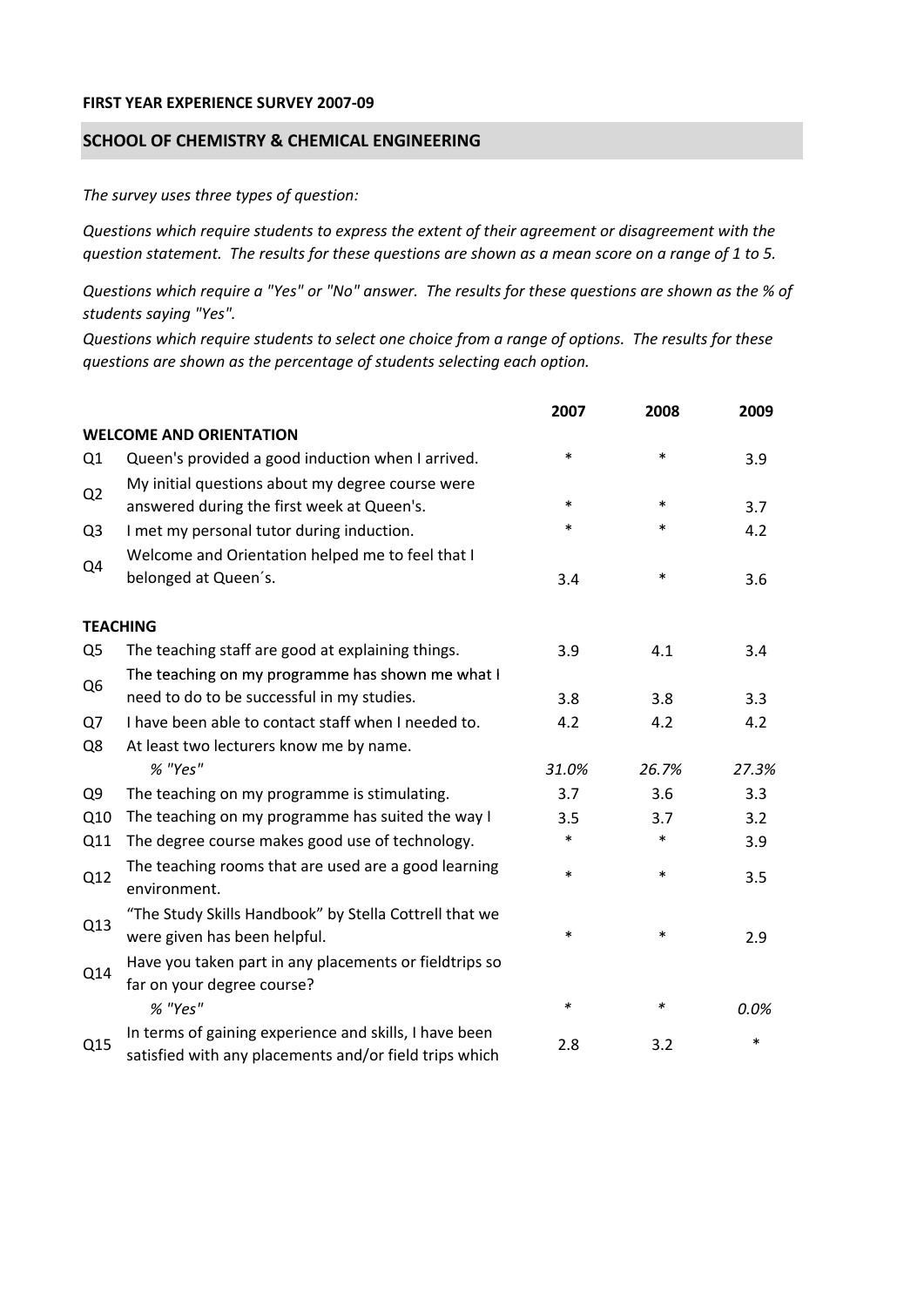**FIRST YEAR EXPERIENCE SURVEY 2007-09**

## SCHOOL OF CHEMISTRY & CHEMICAL ENGINEERING

*The survey uses three types of question:*

*Questions which require students to express the extent of their agreement or disagreement with the question statement. The results for these questions are shown as a mean score on a range of 1 to 5.*

*Questions which require a "Yes" or "No" answer. The results for these questions are shown as the % of students saying "Yes".*

*Questions which require students to select one choice from a range of options. The results for these questions are shown as the percentage of students selecting each option.*

| | | 2007 | 2008 | 2009 |
|---|---|---|---|---|
| **WELCOME AND ORIENTATION** | | | | |
| Q1 | Queen's provided a good induction when I arrived. | * | * | 3.9 |
| Q2 | My initial questions about my degree course were answered during the first week at Queen's. | * | * | 3.7 |
| Q3 | I met my personal tutor during induction. | * | * | 4.2 |
| Q4 | Welcome and Orientation helped me to feel that I belonged at Queen´s. | 3.4 | * | 3.6 |
| **TEACHING** | | | | |
| Q5 | The teaching staff are good at explaining things. | 3.9 | 4.1 | 3.4 |
| Q6 | The teaching on my programme has shown me what I need to do to be successful in my studies. | 3.8 | 3.8 | 3.3 |
| Q7 | I have been able to contact staff when I needed to. | 4.2 | 4.2 | 4.2 |
| Q8 | At least two lecturers know me by name. | | | |
| | *% "Yes"* | *31.0%* | *26.7%* | *27.3%* |
| Q9 | The teaching on my programme is stimulating. | 3.7 | 3.6 | 3.3 |
| Q10 | The teaching on my programme has suited the way I | 3.5 | 3.7 | 3.2 |
| Q11 | The degree course makes good use of technology. | * | * | 3.9 |
| Q12 | The teaching rooms that are used are a good learning environment. | * | * | 3.5 |
| Q13 | "The Study Skills Handbook" by Stella Cottrell that we were given has been helpful. | * | * | 2.9 |
| Q14 | Have you taken part in any placements or fieldtrips so far on your degree course? | | | |
| | *% "Yes"* | * | * | *0.0%* |
| Q15 | In terms of gaining experience and skills, I have been satisfied with any placements and/or field trips which | 2.8 | 3.2 | * |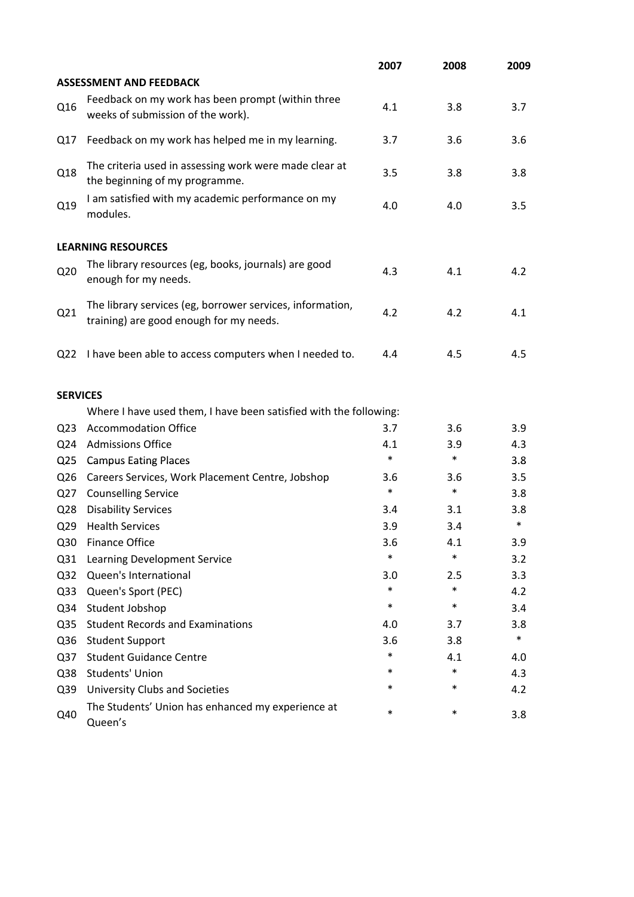| | | 2007 | 2008 | 2009 |
|---|---|---|---|---|
| **ASSESSMENT AND FEEDBACK** | | | | |
| Q16 | Feedback on my work has been prompt (within three weeks of submission of the work). | 4.1 | 3.8 | 3.7 |
| Q17 | Feedback on my work has helped me in my learning. | 3.7 | 3.6 | 3.6 |
| Q18 | The criteria used in assessing work were made clear at the beginning of my programme. | 3.5 | 3.8 | 3.8 |
| Q19 | I am satisfied with my academic performance on my modules. | 4.0 | 4.0 | 3.5 |
| **LEARNING RESOURCES** | | | | |
| Q20 | The library resources (eg, books, journals) are good enough for my needs. | 4.3 | 4.1 | 4.2 |
| Q21 | The library services (eg, borrower services, information, training) are good enough for my needs. | 4.2 | 4.2 | 4.1 |
| Q22 | I have been able to access computers when I needed to. | 4.4 | 4.5 | 4.5 |
| **SERVICES** | | | | |
| | Where I have used them, I have been satisfied with the following: | | | |
| Q23 | Accommodation Office | 3.7 | 3.6 | 3.9 |
| Q24 | Admissions Office | 4.1 | 3.9 | 4.3 |
| Q25 | Campus Eating Places | * | * | 3.8 |
| Q26 | Careers Services, Work Placement Centre, Jobshop | 3.6 | 3.6 | 3.5 |
| Q27 | Counselling Service | * | * | 3.8 |
| Q28 | Disability Services | 3.4 | 3.1 | 3.8 |
| Q29 | Health Services | 3.9 | 3.4 | * |
| Q30 | Finance Office | 3.6 | 4.1 | 3.9 |
| Q31 | Learning Development Service | * | * | 3.2 |
| Q32 | Queen's International | 3.0 | 2.5 | 3.3 |
| Q33 | Queen's Sport (PEC) | * | * | 4.2 |
| Q34 | Student Jobshop | * | * | 3.4 |
| Q35 | Student Records and Examinations | 4.0 | 3.7 | 3.8 |
| Q36 | Student Support | 3.6 | 3.8 | * |
| Q37 | Student Guidance Centre | * | 4.1 | 4.0 |
| Q38 | Students' Union | * | * | 4.3 |
| Q39 | University Clubs and Societies | * | * | 4.2 |
| Q40 | The Students' Union has enhanced my experience at Queen's | * | * | 3.8 |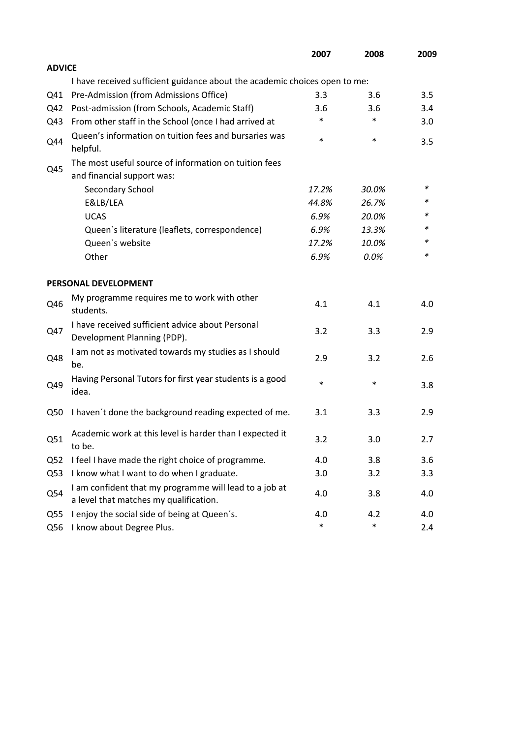| | | 2007 | 2008 | 2009 |
|---|---|---|---|---|
| **ADVICE** | | | | |
| | I have received sufficient guidance about the academic choices open to me: | | | |
| Q41 | Pre-Admission (from Admissions Office) | 3.3 | 3.6 | 3.5 |
| Q42 | Post-admission (from Schools, Academic Staff) | 3.6 | 3.6 | 3.4 |
| Q43 | From other staff in the School (once I had arrived at | * | * | 3.0 |
| Q44 | Queen's information on tuition fees and bursaries was helpful. | * | * | 3.5 |
| Q45 | The most useful source of information on tuition fees and financial support was: | | | |
| | Secondary School | *17.2%* | *30.0%* | * |
| | E&LB/LEA | *44.8%* | *26.7%* | * |
| | UCAS | *6.9%* | *20.0%* | * |
| | Queen`s literature (leaflets, correspondence) | *6.9%* | *13.3%* | * |
| | Queen`s website | *17.2%* | *10.0%* | * |
| | Other | *6.9%* | *0.0%* | * |
| **PERSONAL DEVELOPMENT** | | | | |
| Q46 | My programme requires me to work with other students. | 4.1 | 4.1 | 4.0 |
| Q47 | I have received sufficient advice about Personal Development Planning (PDP). | 3.2 | 3.3 | 2.9 |
| Q48 | I am not as motivated towards my studies as I should be. | 2.9 | 3.2 | 2.6 |
| Q49 | Having Personal Tutors for first year students is a good idea. | * | * | 3.8 |
| Q50 | I haven´t done the background reading expected of me. | 3.1 | 3.3 | 2.9 |
| Q51 | Academic work at this level is harder than I expected it to be. | 3.2 | 3.0 | 2.7 |
| Q52 | I feel I have made the right choice of programme. | 4.0 | 3.8 | 3.6 |
| Q53 | I know what I want to do when I graduate. | 3.0 | 3.2 | 3.3 |
| Q54 | I am confident that my programme will lead to a job at a level that matches my qualification. | 4.0 | 3.8 | 4.0 |
| Q55 | I enjoy the social side of being at Queen´s. | 4.0 | 4.2 | 4.0 |
| Q56 | I know about Degree Plus. | * | * | 2.4 |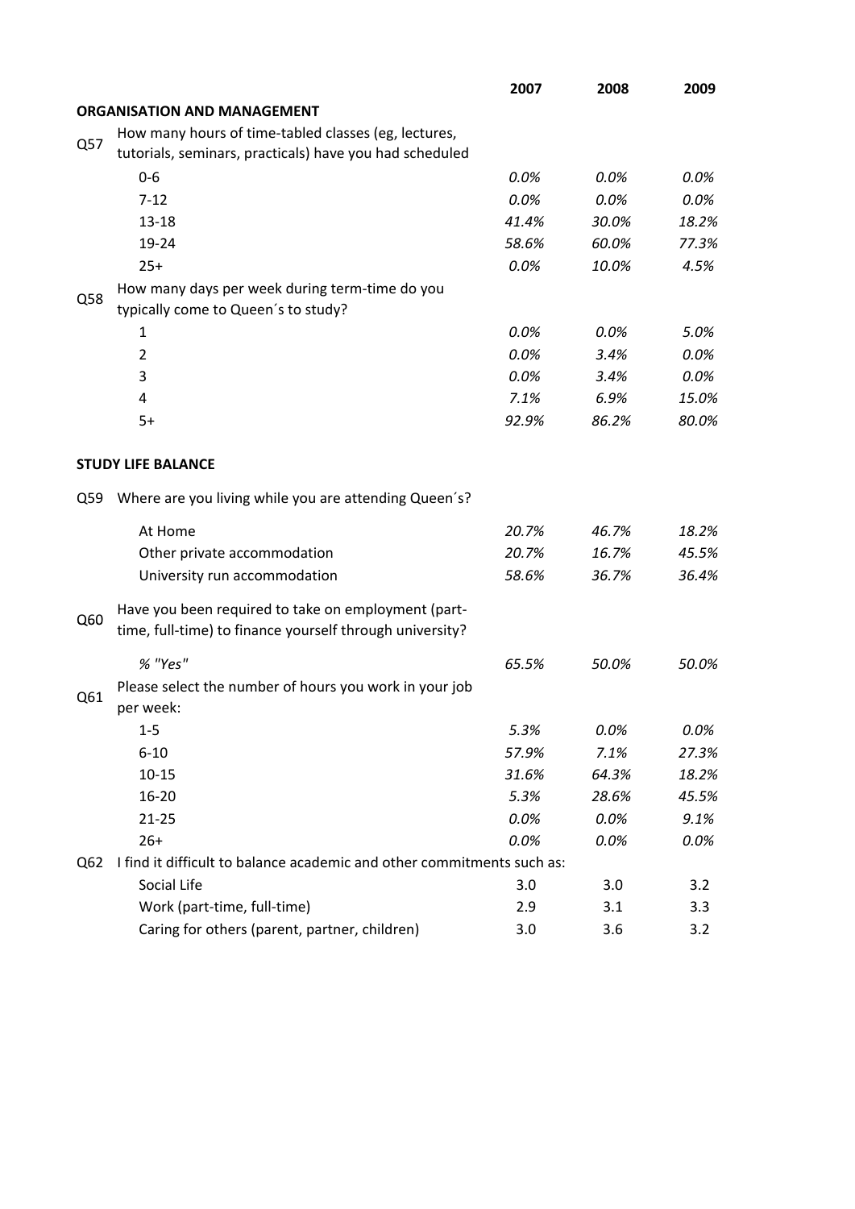| | | 2007 | 2008 | 2009 |
|---|---|---|---|---|
| | **ORGANISATION AND MANAGEMENT** | | | |
| Q57 | How many hours of time-tabled classes (eg, lectures, tutorials, seminars, practicals) have you had scheduled | | | |
| | 0-6 | *0.0%* | *0.0%* | *0.0%* |
| | 7-12 | *0.0%* | *0.0%* | *0.0%* |
| | 13-18 | *41.4%* | *30.0%* | *18.2%* |
| | 19-24 | *58.6%* | *60.0%* | *77.3%* |
| | 25+ | *0.0%* | *10.0%* | *4.5%* |
| Q58 | How many days per week during term-time do you typically come to Queen´s to study? | | | |
| | 1 | *0.0%* | *0.0%* | *5.0%* |
| | 2 | *0.0%* | *3.4%* | *0.0%* |
| | 3 | *0.0%* | *3.4%* | *0.0%* |
| | 4 | *7.1%* | *6.9%* | *15.0%* |
| | 5+ | *92.9%* | *86.2%* | *80.0%* |
| | **STUDY LIFE BALANCE** | | | |
| Q59 | Where are you living while you are attending Queen´s? | | | |
| | At Home | *20.7%* | *46.7%* | *18.2%* |
| | Other private accommodation | *20.7%* | *16.7%* | *45.5%* |
| | University run accommodation | *58.6%* | *36.7%* | *36.4%* |
| Q60 | Have you been required to take on employment (part-time, full-time) to finance yourself through university? | | | |
| | *% "Yes"* | *65.5%* | *50.0%* | *50.0%* |
| Q61 | Please select the number of hours you work in your job per week: | | | |
| | 1-5 | *5.3%* | *0.0%* | *0.0%* |
| | 6-10 | *57.9%* | *7.1%* | *27.3%* |
| | 10-15 | *31.6%* | *64.3%* | *18.2%* |
| | 16-20 | *5.3%* | *28.6%* | *45.5%* |
| | 21-25 | *0.0%* | *0.0%* | *9.1%* |
| | 26+ | *0.0%* | *0.0%* | *0.0%* |
| Q62 | I find it difficult to balance academic and other commitments such as: | | | |
| | Social Life | 3.0 | 3.0 | 3.2 |
| | Work (part-time, full-time) | 2.9 | 3.1 | 3.3 |
| | Caring for others (parent, partner, children) | 3.0 | 3.6 | 3.2 |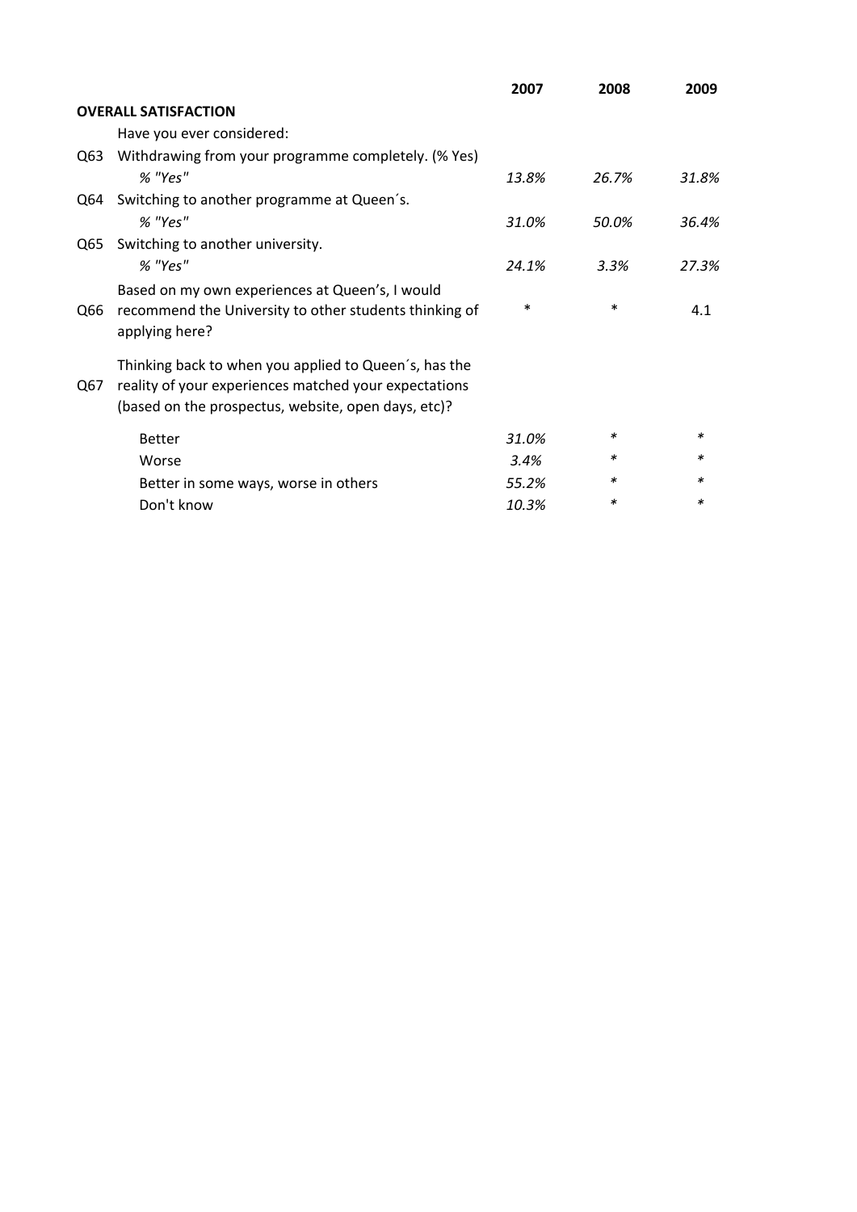| | | 2007 | 2008 | 2009 |
|---|---|---|---|---|
| | **OVERALL SATISFACTION** | | | |
| | Have you ever considered: | | | |
| Q63 | Withdrawing from your programme completely. (% Yes) | | | |
| | *% "Yes"* | *13.8%* | *26.7%* | *31.8%* |
| Q64 | Switching to another programme at Queen´s. | | | |
| | *% "Yes"* | *31.0%* | *50.0%* | *36.4%* |
| Q65 | Switching to another university. | | | |
| | *% "Yes"* | *24.1%* | *3.3%* | *27.3%* |
| Q66 | Based on my own experiences at Queen's, I would recommend the University to other students thinking of applying here? | * | * | 4.1 |
| Q67 | Thinking back to when you applied to Queen´s, has the reality of your experiences matched your expectations (based on the prospectus, website, open days, etc)? | | | |
| | Better | *31.0%* | * | * |
| | Worse | *3.4%* | * | * |
| | Better in some ways, worse in others | *55.2%* | * | * |
| | Don't know | *10.3%* | * | * |